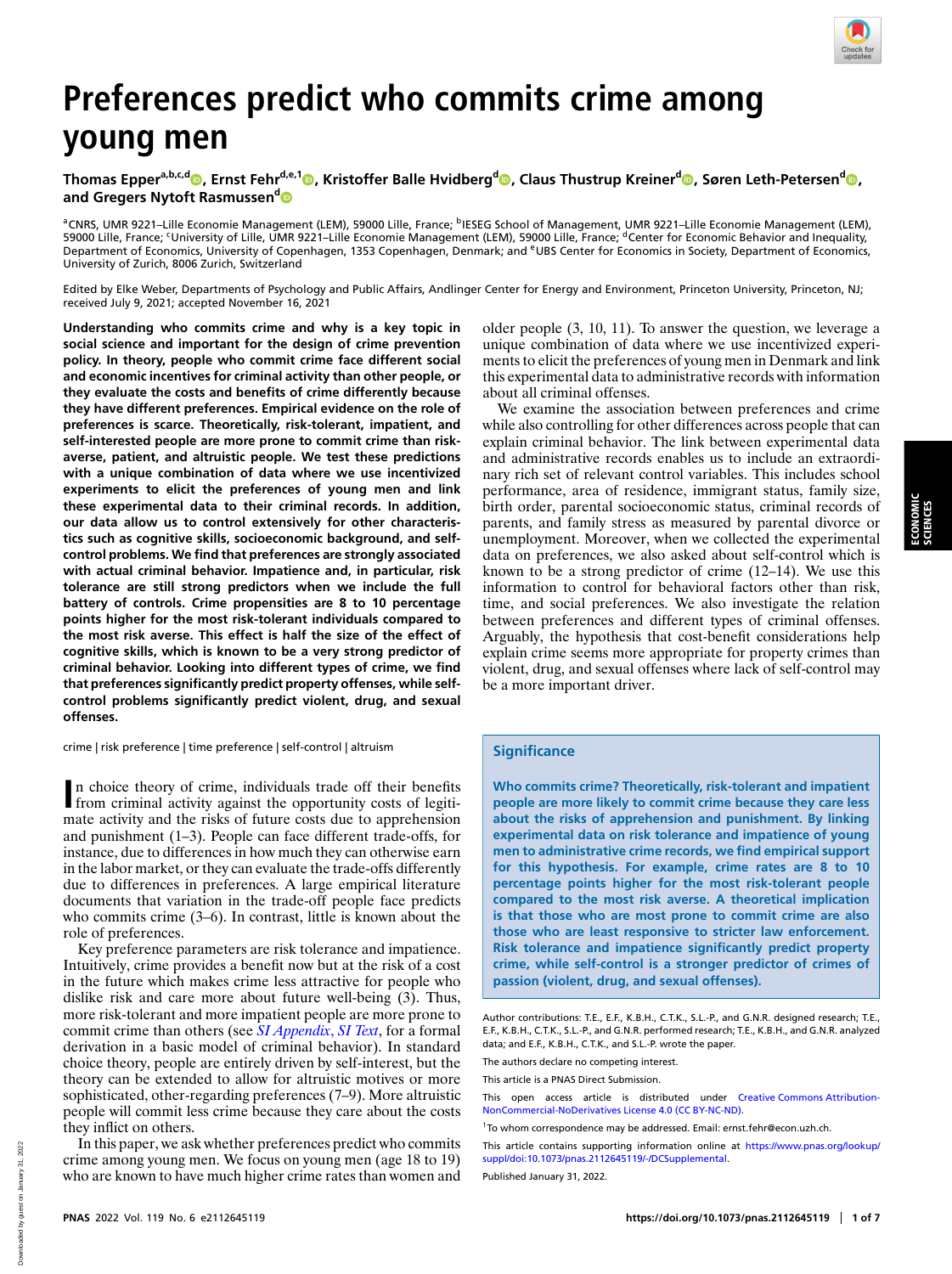# Preferences predict who commits crime among young men

Thomas Epper[a,b,c,d], Ernst Fehr[d,e,1], Kristoffer Balle Hvidberg[d], Claus Thustrup Kreiner[d], Søren Leth-Petersen[d], and Gregers Nytoft Rasmussen[d]

[a]CNRS, UMR 9221–Lille Economie Management (LEM), 59000 Lille, France; [b]IESEG School of Management, UMR 9221–Lille Economie Management (LEM), 59000 Lille, France; [c]University of Lille, UMR 9221–Lille Economie Management (LEM), 59000 Lille, France; [d]Center for Economic Behavior and Inequality, Department of Economics, University of Copenhagen, 1353 Copenhagen, Denmark; and [e]UBS Center for Economics in Society, Department of Economics, University of Zurich, 8006 Zurich, Switzerland

Edited by Elke Weber, Departments of Psychology and Public Affairs, Andlinger Center for Energy and Environment, Princeton University, Princeton, NJ; received July 9, 2021; accepted November 16, 2021

**Understanding who commits crime and why is a key topic in social science and important for the design of crime prevention policy. In theory, people who commit crime face different social and economic incentives for criminal activity than other people, or they evaluate the costs and benefits of crime differently because they have different preferences. Empirical evidence on the role of preferences is scarce. Theoretically, risk-tolerant, impatient, and self-interested people are more prone to commit crime than risk-averse, patient, and altruistic people. We test these predictions with a unique combination of data where we use incentivized experiments to elicit the preferences of young men and link these experimental data to their criminal records. In addition, our data allow us to control extensively for other characteristics such as cognitive skills, socioeconomic background, and self-control problems. We find that preferences are strongly associated with actual criminal behavior. Impatience and, in particular, risk tolerance are still strong predictors when we include the full battery of controls. Crime propensities are 8 to 10 percentage points higher for the most risk-tolerant individuals compared to the most risk averse. This effect is half the size of the effect of cognitive skills, which is known to be a very strong predictor of criminal behavior. Looking into different types of crime, we find that preferences significantly predict property offenses, while self-control problems significantly predict violent, drug, and sexual offenses.**

crime | risk preference | time preference | self-control | altruism

In choice theory of crime, individuals trade off their benefits from criminal activity against the opportunity costs of legitimate activity and the risks of future costs due to apprehension and punishment (1–3). People can face different trade-offs, for instance, due to differences in how much they can otherwise earn in the labor market, or they can evaluate the trade-offs differently due to differences in preferences. A large empirical literature documents that variation in the trade-off people face predicts who commits crime (3–6). In contrast, little is known about the role of preferences.

Key preference parameters are risk tolerance and impatience. Intuitively, crime provides a benefit now but at the risk of a cost in the future which makes crime less attractive for people who dislike risk and care more about future well-being (3). Thus, more risk-tolerant and more impatient people are more prone to commit crime than others (see *SI Appendix*, *SI Text*, for a formal derivation in a basic model of criminal behavior). In standard choice theory, people are entirely driven by self-interest, but the theory can be extended to allow for altruistic motives or more sophisticated, other-regarding preferences (7–9). More altruistic people will commit less crime because they care about the costs they inflict on others.

In this paper, we ask whether preferences predict who commits crime among young men. We focus on young men (age 18 to 19) who are known to have much higher crime rates than women and older people (3, 10, 11). To answer the question, we leverage a unique combination of data where we use incentivized experiments to elicit the preferences of young men in Denmark and link this experimental data to administrative records with information about all criminal offenses.

We examine the association between preferences and crime while also controlling for other differences across people that can explain criminal behavior. The link between experimental data and administrative records enables us to include an extraordinary rich set of relevant control variables. This includes school performance, area of residence, immigrant status, family size, birth order, parental socioeconomic status, criminal records of parents, and family stress as measured by parental divorce or unemployment. Moreover, when we collected the experimental data on preferences, we also asked about self-control which is known to be a strong predictor of crime (12–14). We use this information to control for behavioral factors other than risk, time, and social preferences. We also investigate the relation between preferences and different types of criminal offenses. Arguably, the hypothesis that cost-benefit considerations help explain crime seems more appropriate for property crimes than violent, drug, and sexual offenses where lack of self-control may be a more important driver.

## Significance

Who commits crime? Theoretically, risk-tolerant and impatient people are more likely to commit crime because they care less about the risks of apprehension and punishment. By linking experimental data on risk tolerance and impatience of young men to administrative crime records, we find empirical support for this hypothesis. For example, crime rates are 8 to 10 percentage points higher for the most risk-tolerant people compared to the most risk averse. A theoretical implication is that those who are most prone to commit crime are also those who are least responsive to stricter law enforcement. Risk tolerance and impatience significantly predict property crime, while self-control is a stronger predictor of crimes of passion (violent, drug, and sexual offenses).

Author contributions: T.E., E.F., K.B.H., C.T.K., S.L.-P., and G.N.R. designed research; T.E., E.F., K.B.H., C.T.K., S.L.-P., and G.N.R. performed research; T.E., K.B.H., and G.N.R. analyzed data; and E.F., K.B.H., C.T.K., and S.L.-P. wrote the paper.

The authors declare no competing interest.

This article is a PNAS Direct Submission.

This open access article is distributed under Creative Commons Attribution-NonCommercial-NoDerivatives License 4.0 (CC BY-NC-ND).

[1]To whom correspondence may be addressed. Email: ernst.fehr@econ.uzh.ch.

This article contains supporting information online at https://www.pnas.org/lookup/suppl/doi:10.1073/pnas.2112645119/-/DCSupplemental.

Published January 31, 2022.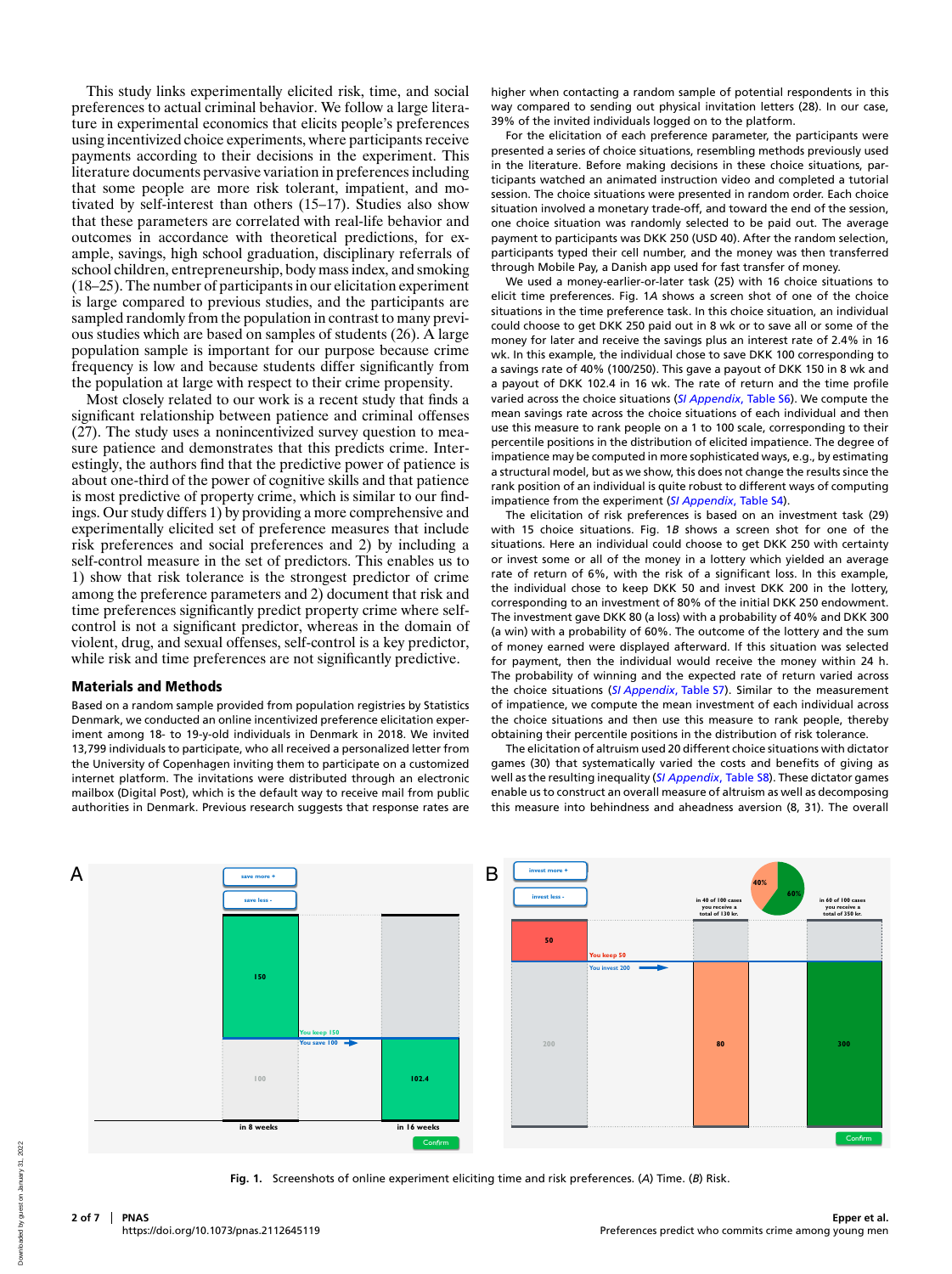This study links experimentally elicited risk, time, and social preferences to actual criminal behavior. We follow a large literature in experimental economics that elicits people's preferences using incentivized choice experiments, where participants receive payments according to their decisions in the experiment. This literature documents pervasive variation in preferences including that some people are more risk tolerant, impatient, and motivated by self-interest than others (15–17). Studies also show that these parameters are correlated with real-life behavior and outcomes in accordance with theoretical predictions, for example, savings, high school graduation, disciplinary referrals of school children, entrepreneurship, body mass index, and smoking (18–25). The number of participants in our elicitation experiment is large compared to previous studies, and the participants are sampled randomly from the population in contrast to many previous studies which are based on samples of students (26). A large population sample is important for our purpose because crime frequency is low and because students differ significantly from the population at large with respect to their crime propensity.

Most closely related to our work is a recent study that finds a significant relationship between patience and criminal offenses (27). The study uses a nonincentivized survey question to measure patience and demonstrates that this predicts crime. Interestingly, the authors find that the predictive power of patience is about one-third of the power of cognitive skills and that patience is most predictive of property crime, which is similar to our findings. Our study differs 1) by providing a more comprehensive and experimentally elicited set of preference measures that include risk preferences and social preferences and 2) by including a self-control measure in the set of predictors. This enables us to 1) show that risk tolerance is the strongest predictor of crime among the preference parameters and 2) document that risk and time preferences significantly predict property crime where self-control is not a significant predictor, whereas in the domain of violent, drug, and sexual offenses, self-control is a key predictor, while risk and time preferences are not significantly predictive.

## Materials and Methods

Based on a random sample provided from population registries by Statistics Denmark, we conducted an online incentivized preference elicitation experiment among 18- to 19-y-old individuals in Denmark in 2018. We invited 13,799 individuals to participate, who all received a personalized letter from the University of Copenhagen inviting them to participate on a customized internet platform. The invitations were distributed through an electronic mailbox (Digital Post), which is the default way to receive mail from public authorities in Denmark. Previous research suggests that response rates are higher when contacting a random sample of potential respondents in this way compared to sending out physical invitation letters (28). In our case, 39% of the invited individuals logged on to the platform.

For the elicitation of each preference parameter, the participants were presented a series of choice situations, resembling methods previously used in the literature. Before making decisions in these choice situations, participants watched an animated instruction video and completed a tutorial session. The choice situations were presented in random order. Each choice situation involved a monetary trade-off, and toward the end of the session, one choice situation was randomly selected to be paid out. The average payment to participants was DKK 250 (USD 40). After the random selection, participants typed their cell number, and the money was then transferred through Mobile Pay, a Danish app used for fast transfer of money.

We used a money-earlier-or-later task (25) with 16 choice situations to elicit time preferences. Fig. 1*A* shows a screen shot of one of the choice situations in the time preference task. In this choice situation, an individual could choose to get DKK 250 paid out in 8 wk or to save all or some of the money for later and receive the savings plus an interest rate of 2.4% in 16 wk. In this example, the individual chose to save DKK 100 corresponding to a savings rate of 40% (100/250). This gave a payout of DKK 150 in 8 wk and a payout of DKK 102.4 in 16 wk. The rate of return and the time profile varied across the choice situations (*SI Appendix*, Table S6). We compute the mean savings rate across the choice situations of each individual and then use this measure to rank people on a 1 to 100 scale, corresponding to their percentile positions in the distribution of elicited impatience. The degree of impatience may be computed in more sophisticated ways, e.g., by estimating a structural model, but as we show, this does not change the results since the rank position of an individual is quite robust to different ways of computing impatience from the experiment (*SI Appendix*, Table S4).

The elicitation of risk preferences is based on an investment task (29) with 15 choice situations. Fig. 1*B* shows a screen shot for one of the situations. Here an individual could choose to get DKK 250 with certainty or invest some or all of the money in a lottery which yielded an average rate of return of 6%, with the risk of a significant loss. In this example, the individual chose to keep DKK 50 and invest DKK 200 in the lottery, corresponding to an investment of 80% of the initial DKK 250 endowment. The investment gave DKK 80 (a loss) with a probability of 40% and DKK 300 (a win) with a probability of 60%. The outcome of the lottery and the sum of money earned were displayed afterward. If this situation was selected for payment, then the individual would receive the money within 24 h. The probability of winning and the expected rate of return varied across the choice situations (*SI Appendix*, Table S7). Similar to the measurement of impatience, we compute the mean investment of each individual across the choice situations and then use this measure to rank people, thereby obtaining their percentile positions in the distribution of risk tolerance.

The elicitation of altruism used 20 different choice situations with dictator games (30) that systematically varied the costs and benefits of giving as well as the resulting inequality (*SI Appendix*, Table S8). These dictator games enable us to construct an overall measure of altruism as well as decomposing this measure into behindness and aheadness aversion (8, 31). The overall

**Fig. 1.** Screenshots of online experiment eliciting time and risk preferences. (*A*) Time. (*B*) Risk.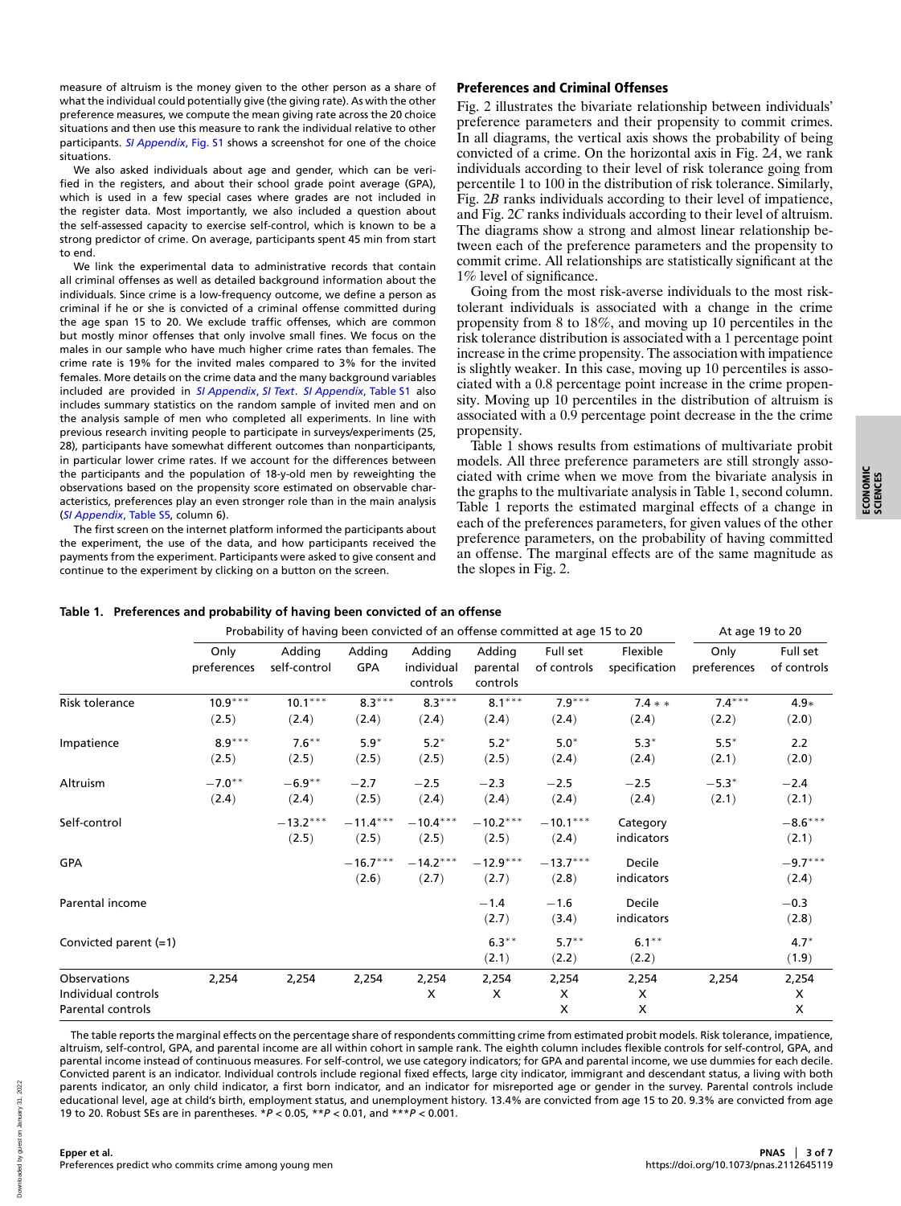measure of altruism is the money given to the other person as a share of what the individual could potentially give (the giving rate). As with the other preference measures, we compute the mean giving rate across the 20 choice situations and then use this measure to rank the individual relative to other participants. *SI Appendix*, Fig. S1 shows a screenshot for one of the choice situations.

We also asked individuals about age and gender, which can be verified in the registers, and about their school grade point average (GPA), which is used in a few special cases where grades are not included in the register data. Most importantly, we also included a question about the self-assessed capacity to exercise self-control, which is known to be a strong predictor of crime. On average, participants spent 45 min from start to end.

We link the experimental data to administrative records that contain all criminal offenses as well as detailed background information about the individuals. Since crime is a low-frequency outcome, we define a person as criminal if he or she is convicted of a criminal offense committed during the age span 15 to 20. We exclude traffic offenses, which are common but mostly minor offenses that only involve small fines. We focus on the males in our sample who have much higher crime rates than females. The crime rate is 19% for the invited males compared to 3% for the invited females. More details on the crime data and the many background variables included are provided in *SI Appendix*, *SI Text*. *SI Appendix*, Table S1 also includes summary statistics on the random sample of invited men and on the analysis sample of men who completed all experiments. In line with previous research inviting people to participate in surveys/experiments (25, 28), participants have somewhat different outcomes than nonparticipants, in particular lower crime rates. If we account for the differences between the participants and the population of 18-y-old men by reweighting the observations based on the propensity score estimated on observable characteristics, preferences play an even stronger role than in the main analysis (*SI Appendix*, Table S5, column 6).

The first screen on the internet platform informed the participants about the experiment, the use of the data, and how participants received the payments from the experiment. Participants were asked to give consent and continue to the experiment by clicking on a button on the screen.

## Preferences and Criminal Offenses

Fig. 2 illustrates the bivariate relationship between individuals' preference parameters and their propensity to commit crimes. In all diagrams, the vertical axis shows the probability of being convicted of a crime. On the horizontal axis in Fig. 2*A*, we rank individuals according to their level of risk tolerance going from percentile 1 to 100 in the distribution of risk tolerance. Similarly, Fig. 2*B* ranks individuals according to their level of impatience, and Fig. 2*C* ranks individuals according to their level of altruism. The diagrams show a strong and almost linear relationship between each of the preference parameters and the propensity to commit crime. All relationships are statistically significant at the 1% level of significance.

Going from the most risk-averse individuals to the most risk-tolerant individuals is associated with a change in the crime propensity from 8 to 18%, and moving up 10 percentiles in the risk tolerance distribution is associated with a 1 percentage point increase in the crime propensity. The association with impatience is slightly weaker. In this case, moving up 10 percentiles is associated with a 0.8 percentage point increase in the crime propensity. Moving up 10 percentiles in the distribution of altruism is associated with a 0.9 percentage point decrease in the the crime propensity.

Table 1 shows results from estimations of multivariate probit models. All three preference parameters are still strongly associated with crime when we move from the bivariate analysis in the graphs to the multivariate analysis in Table 1, second column. Table 1 reports the estimated marginal effects of a change in each of the preferences parameters, for given values of the other preference parameters, on the probability of having committed an offense. The marginal effects are of the same magnitude as the slopes in Fig. 2.

**Table 1. Preferences and probability of having been convicted of an offense**

| | Probability of having been convicted of an offense committed at age 15 to 20 | | | | | | | At age 19 to 20 | |
|---|---|---|---|---|---|---|---|---|---|
| | Only preferences | Adding self-control | Adding GPA | Adding individual controls | Adding parental controls | Full set of controls | Flexible specification | Only preferences | Full set of controls |
| Risk tolerance | 10.9*** | 10.1*** | 8.3*** | 8.3*** | 8.1*** | 7.9*** | 7.4** | 7.4*** | 4.9* |
| | (2.5) | (2.4) | (2.4) | (2.4) | (2.4) | (2.4) | (2.4) | (2.2) | (2.0) |
| Impatience | 8.9*** | 7.6** | 5.9* | 5.2* | 5.2* | 5.0* | 5.3* | 5.5* | 2.2 |
| | (2.5) | (2.5) | (2.5) | (2.5) | (2.5) | (2.4) | (2.4) | (2.1) | (2.0) |
| Altruism | −7.0** | −6.9** | −2.7 | −2.5 | −2.3 | −2.5 | −2.5 | −5.3* | −2.4 |
| | (2.4) | (2.4) | (2.5) | (2.4) | (2.4) | (2.4) | (2.4) | (2.1) | (2.1) |
| Self-control | | −13.2*** | −11.4*** | −10.4*** | −10.2*** | −10.1*** | Category indicators | | −8.6*** |
| | | (2.5) | (2.5) | (2.5) | (2.5) | (2.4) | | | (2.1) |
| GPA | | | −16.7*** | −14.2*** | −12.9*** | −13.7*** | Decile indicators | | −9.7*** |
| | | | (2.6) | (2.7) | (2.7) | (2.8) | | | (2.4) |
| Parental income | | | | | −1.4 | −1.6 | Decile indicators | | −0.3 |
| | | | | | (2.7) | (3.4) | | | (2.8) |
| Convicted parent (=1) | | | | | 6.3** | 5.7** | 6.1** | | 4.7* |
| | | | | | (2.1) | (2.2) | (2.2) | | (1.9) |
| Observations | 2,254 | 2,254 | 2,254 | 2,254 | 2,254 | 2,254 | 2,254 | 2,254 | 2,254 |
| Individual controls | | | | X | X | X | X | | X |
| Parental controls | | | | | | X | X | | X |

The table reports the marginal effects on the percentage share of respondents committing crime from estimated probit models. Risk tolerance, impatience, altruism, self-control, GPA, and parental income are all within cohort in sample rank. The eighth column includes flexible controls for self-control, GPA, and parental income instead of continuous measures. For self-control, we use category indicators; for GPA and parental income, we use dummies for each decile. Convicted parent is an indicator. Individual controls include regional fixed effects, large city indicator, immigrant and descendant status, a living with both parents indicator, an only child indicator, a first born indicator, and an indicator for misreported age or gender in the survey. Parental controls include educational level, age at child's birth, employment status, and unemployment history. 13.4% are convicted from age 15 to 20. 9.3% are convicted from age 19 to 20. Robust SEs are in parentheses. *$P < 0.05$, **$P < 0.01$, and ***$P < 0.001$.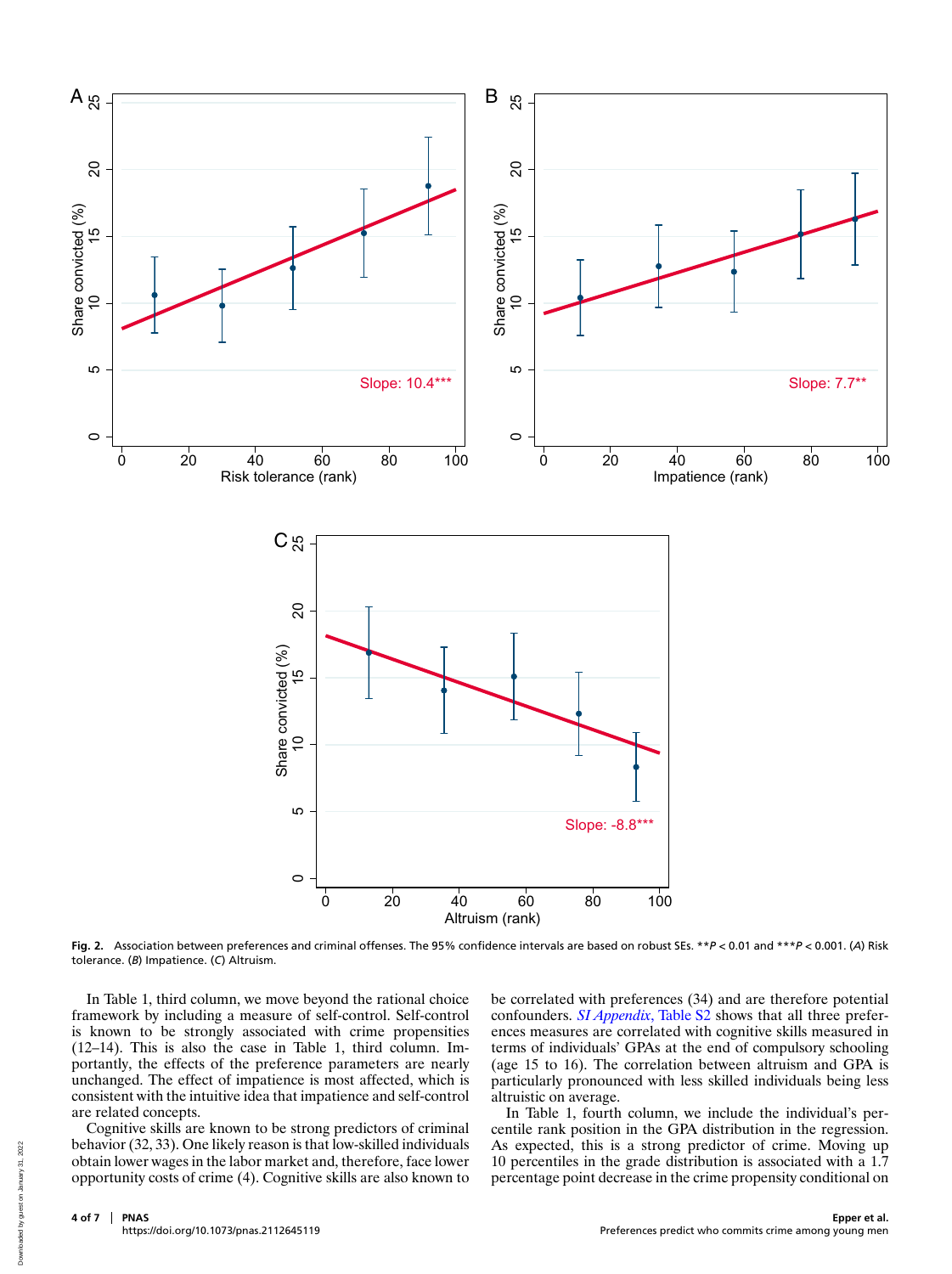**Fig. 2.** Association between preferences and criminal offenses. The 95% confidence intervals are based on robust SEs. $^{**}P < 0.01$ and $^{***}P < 0.001$. (*A*) Risk tolerance. (*B*) Impatience. (*C*) Altruism.

In Table 1, third column, we move beyond the rational choice framework by including a measure of self-control. Self-control is known to be strongly associated with crime propensities (12–14). This is also the case in Table 1, third column. Importantly, the effects of the preference parameters are nearly unchanged. The effect of impatience is most affected, which is consistent with the intuitive idea that impatience and self-control are related concepts.

Cognitive skills are known to be strong predictors of criminal behavior (32, 33). One likely reason is that low-skilled individuals obtain lower wages in the labor market and, therefore, face lower opportunity costs of crime (4). Cognitive skills are also known to be correlated with preferences (34) and are therefore potential confounders. *SI Appendix*, Table S2 shows that all three preferences measures are correlated with cognitive skills measured in terms of individuals' GPAs at the end of compulsory schooling (age 15 to 16). The correlation between altruism and GPA is particularly pronounced with less skilled individuals being less altruistic on average.

In Table 1, fourth column, we include the individual's percentile rank position in the GPA distribution in the regression. As expected, this is a strong predictor of crime. Moving up 10 percentiles in the grade distribution is associated with a 1.7 percentage point decrease in the crime propensity conditional on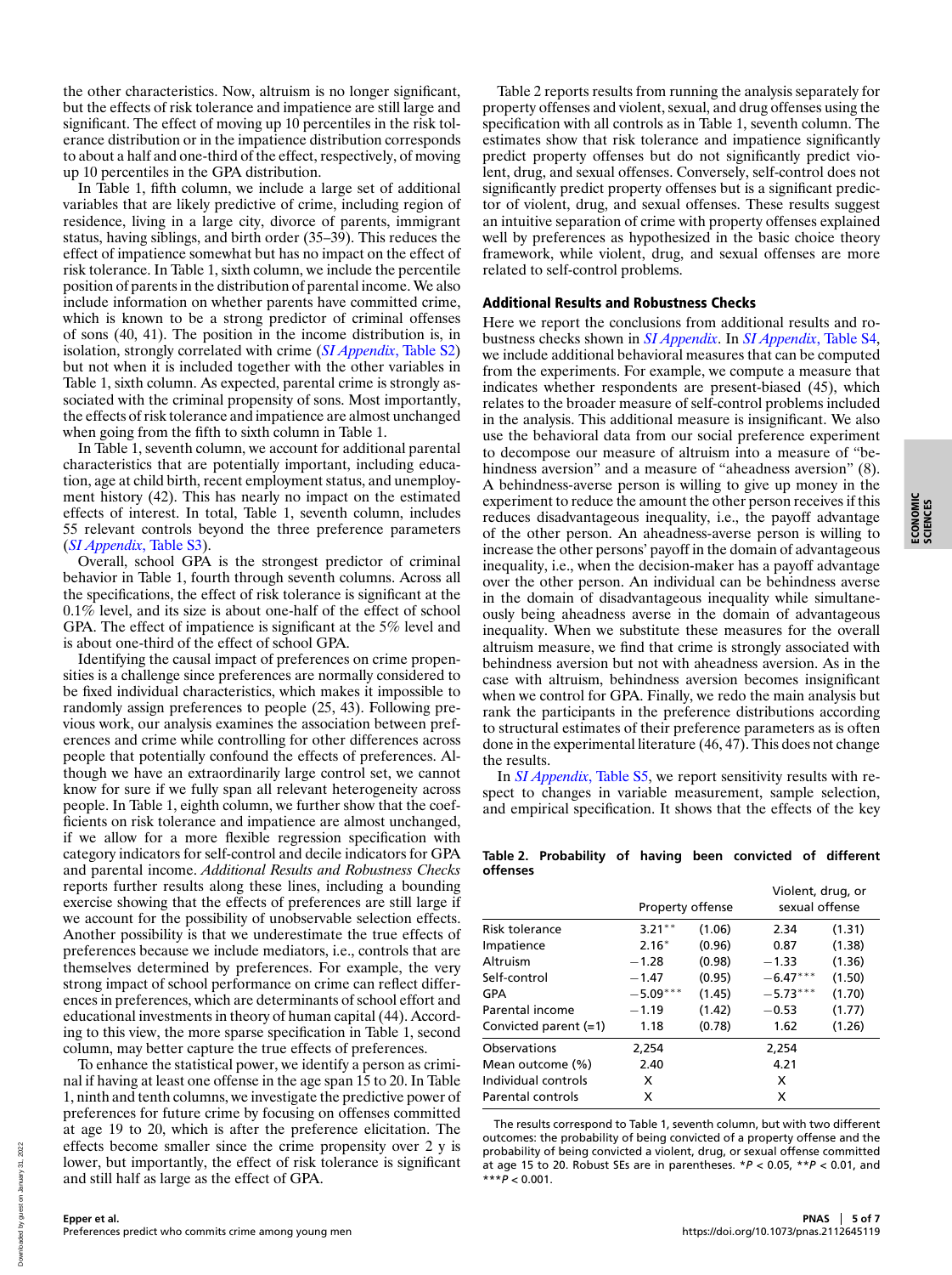the other characteristics. Now, altruism is no longer significant, but the effects of risk tolerance and impatience are still large and significant. The effect of moving up 10 percentiles in the risk tolerance distribution or in the impatience distribution corresponds to about a half and one-third of the effect, respectively, of moving up 10 percentiles in the GPA distribution.

In Table 1, fifth column, we include a large set of additional variables that are likely predictive of crime, including region of residence, living in a large city, divorce of parents, immigrant status, having siblings, and birth order (35–39). This reduces the effect of impatience somewhat but has no impact on the effect of risk tolerance. In Table 1, sixth column, we include the percentile position of parents in the distribution of parental income. We also include information on whether parents have committed crime, which is known to be a strong predictor of criminal offenses of sons (40, 41). The position in the income distribution is, in isolation, strongly correlated with crime (*SI Appendix*, Table S2) but not when it is included together with the other variables in Table 1, sixth column. As expected, parental crime is strongly associated with the criminal propensity of sons. Most importantly, the effects of risk tolerance and impatience are almost unchanged when going from the fifth to sixth column in Table 1.

In Table 1, seventh column, we account for additional parental characteristics that are potentially important, including education, age at child birth, recent employment status, and unemployment history (42). This has nearly no impact on the estimated effects of interest. In total, Table 1, seventh column, includes 55 relevant controls beyond the three preference parameters (*SI Appendix*, Table S3).

Overall, school GPA is the strongest predictor of criminal behavior in Table 1, fourth through seventh columns. Across all the specifications, the effect of risk tolerance is significant at the 0.1% level, and its size is about one-half of the effect of school GPA. The effect of impatience is significant at the 5% level and is about one-third of the effect of school GPA.

Identifying the causal impact of preferences on crime propensities is a challenge since preferences are normally considered to be fixed individual characteristics, which makes it impossible to randomly assign preferences to people (25, 43). Following previous work, our analysis examines the association between preferences and crime while controlling for other differences across people that potentially confound the effects of preferences. Although we have an extraordinarily large control set, we cannot know for sure if we fully span all relevant heterogeneity across people. In Table 1, eighth column, we further show that the coefficients on risk tolerance and impatience are almost unchanged, if we allow for a more flexible regression specification with category indicators for self-control and decile indicators for GPA and parental income. *Additional Results and Robustness Checks* reports further results along these lines, including a bounding exercise showing that the effects of preferences are still large if we account for the possibility of unobservable selection effects. Another possibility is that we underestimate the true effects of preferences because we include mediators, i.e., controls that are themselves determined by preferences. For example, the very strong impact of school performance on crime can reflect differences in preferences, which are determinants of school effort and educational investments in theory of human capital (44). According to this view, the more sparse specification in Table 1, second column, may better capture the true effects of preferences.

To enhance the statistical power, we identify a person as criminal if having at least one offense in the age span 15 to 20. In Table 1, ninth and tenth columns, we investigate the predictive power of preferences for future crime by focusing on offenses committed at age 19 to 20, which is after the preference elicitation. The effects become smaller since the crime propensity over 2 y is lower, but importantly, the effect of risk tolerance is significant and still half as large as the effect of GPA.

Table 2 reports results from running the analysis separately for property offenses and violent, sexual, and drug offenses using the specification with all controls as in Table 1, seventh column. The estimates show that risk tolerance and impatience significantly predict property offenses but do not significantly predict violent, drug, and sexual offenses. Conversely, self-control does not significantly predict property offenses but is a significant predictor of violent, drug, and sexual offenses. These results suggest an intuitive separation of crime with property offenses explained well by preferences as hypothesized in the basic choice theory framework, while violent, drug, and sexual offenses are more related to self-control problems.

## Additional Results and Robustness Checks

Here we report the conclusions from additional results and robustness checks shown in *SI Appendix*. In *SI Appendix*, Table S4, we include additional behavioral measures that can be computed from the experiments. For example, we compute a measure that indicates whether respondents are present-biased (45), which relates to the broader measure of self-control problems included in the analysis. This additional measure is insignificant. We also use the behavioral data from our social preference experiment to decompose our measure of altruism into a measure of "behindness aversion" and a measure of "aheadness aversion" (8). A behindness-averse person is willing to give up money in the experiment to reduce the amount the other person receives if this reduces disadvantageous inequality, i.e., the payoff advantage of the other person. An aheadness-averse person is willing to increase the other persons' payoff in the domain of advantageous inequality, i.e., when the decision-maker has a payoff advantage over the other person. An individual can be behindness averse in the domain of disadvantageous inequality while simultaneously being aheadness averse in the domain of advantageous inequality. When we substitute these measures for the overall altruism measure, we find that crime is strongly associated with behindness aversion but not with aheadness aversion. As in the case with altruism, behindness aversion becomes insignificant when we control for GPA. Finally, we redo the main analysis but rank the participants in the preference distributions according to structural estimates of their preference parameters as is often done in the experimental literature (46, 47). This does not change the results.

In *SI Appendix*, Table S5, we report sensitivity results with respect to changes in variable measurement, sample selection, and empirical specification. It shows that the effects of the key

**Table 2. Probability of having been convicted of different offenses**

| | Property offense | | Violent, drug, or sexual offense | |
|---|---|---|---|---|
| Risk tolerance | 3.21** | (1.06) | 2.34 | (1.31) |
| Impatience | 2.16* | (0.96) | 0.87 | (1.38) |
| Altruism | −1.28 | (0.98) | −1.33 | (1.36) |
| Self-control | −1.47 | (0.95) | −6.47*** | (1.50) |
| GPA | −5.09*** | (1.45) | −5.73*** | (1.70) |
| Parental income | −1.19 | (1.42) | −0.53 | (1.77) |
| Convicted parent (=1) | 1.18 | (0.78) | 1.62 | (1.26) |
| Observations | 2,254 | | 2,254 | |
| Mean outcome (%) | 2.40 | | 4.21 | |
| Individual controls | X | | X | |
| Parental controls | X | | X | |

The results correspond to Table 1, seventh column, but with two different outcomes: the probability of being convicted of a property offense and the probability of being convicted a violent, drug, or sexual offense committed at age 15 to 20. Robust SEs are in parentheses. *$P < 0.05$, **$P < 0.01$, and ***$P < 0.001$.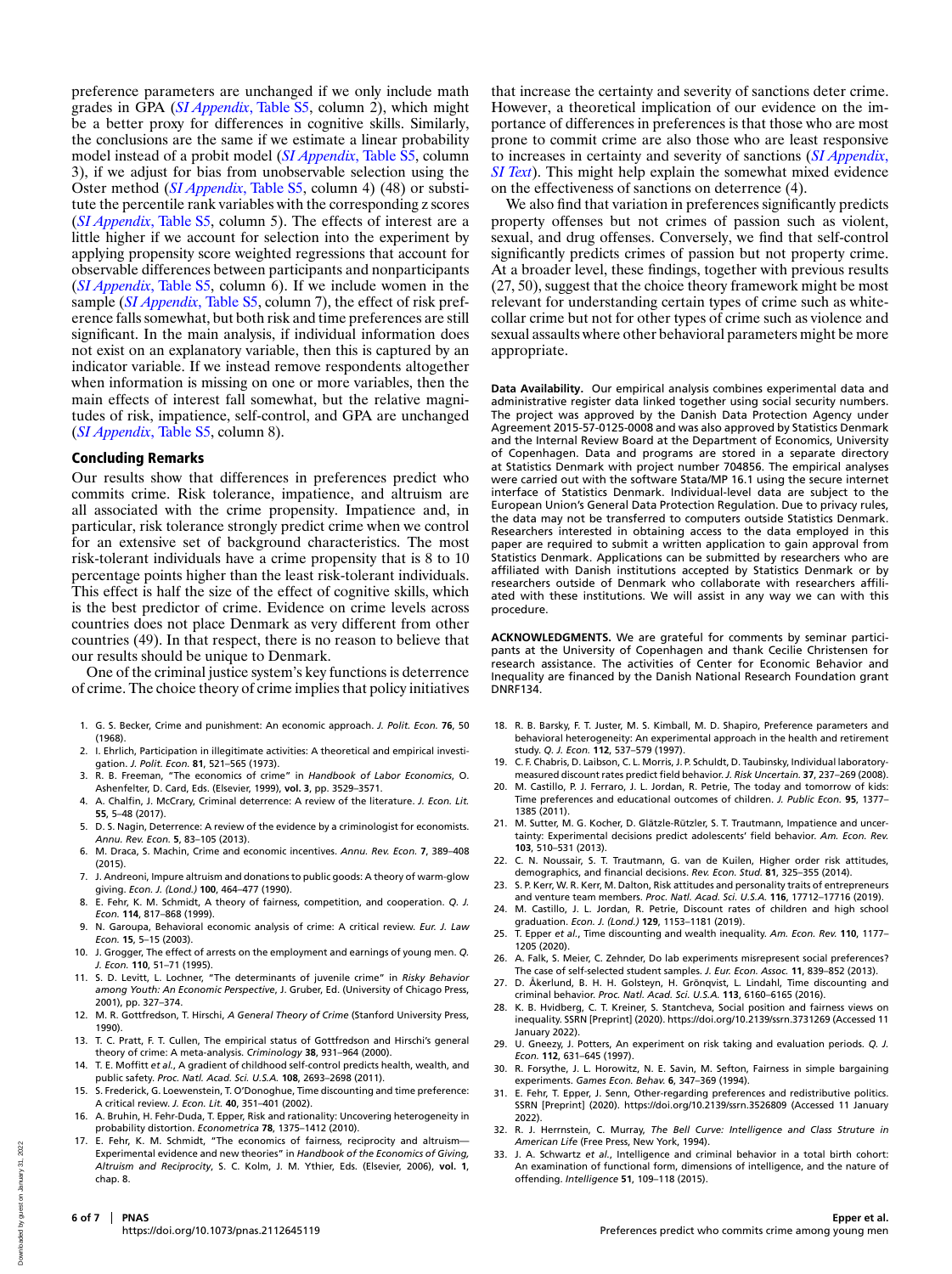preference parameters are unchanged if we only include math grades in GPA (*SI Appendix*, Table S5, column 2), which might be a better proxy for differences in cognitive skills. Similarly, the conclusions are the same if we estimate a linear probability model instead of a probit model (*SI Appendix*, Table S5, column 3), if we adjust for bias from unobservable selection using the Oster method (*SI Appendix*, Table S5, column 4) (48) or substitute the percentile rank variables with the corresponding z scores (*SI Appendix*, Table S5, column 5). The effects of interest are a little higher if we account for selection into the experiment by applying propensity score weighted regressions that account for observable differences between participants and nonparticipants (*SI Appendix*, Table S5, column 6). If we include women in the sample (*SI Appendix*, Table S5, column 7), the effect of risk preference falls somewhat, but both risk and time preferences are still significant. In the main analysis, if individual information does not exist on an explanatory variable, then this is captured by an indicator variable. If we instead remove respondents altogether when information is missing on one or more variables, then the main effects of interest fall somewhat, but the relative magnitudes of risk, impatience, self-control, and GPA are unchanged (*SI Appendix*, Table S5, column 8).

## Concluding Remarks

Our results show that differences in preferences predict who commits crime. Risk tolerance, impatience, and altruism are all associated with the crime propensity. Impatience and, in particular, risk tolerance strongly predict crime when we control for an extensive set of background characteristics. The most risk-tolerant individuals have a crime propensity that is 8 to 10 percentage points higher than the least risk-tolerant individuals. This effect is half the size of the effect of cognitive skills, which is the best predictor of crime. Evidence on crime levels across countries does not place Denmark as very different from other countries (49). In that respect, there is no reason to believe that our results should be unique to Denmark.

One of the criminal justice system's key functions is deterrence of crime. The choice theory of crime implies that policy initiatives that increase the certainty and severity of sanctions deter crime. However, a theoretical implication of our evidence on the importance of differences in preferences is that those who are most prone to commit crime are also those who are least responsive to increases in certainty and severity of sanctions (*SI Appendix, SI Text*). This might help explain the somewhat mixed evidence on the effectiveness of sanctions on deterrence (4).

We also find that variation in preferences significantly predicts property offenses but not crimes of passion such as violent, sexual, and drug offenses. Conversely, we find that self-control significantly predicts crimes of passion but not property crime. At a broader level, these findings, together with previous results (27, 50), suggest that the choice theory framework might be most relevant for understanding certain types of crime such as white-collar crime but not for other types of crime such as violence and sexual assaults where other behavioral parameters might be more appropriate.

**Data Availability.** Our empirical analysis combines experimental data and administrative register data linked together using social security numbers. The project was approved by the Danish Data Protection Agency under Agreement 2015-57-0125-0008 and was also approved by Statistics Denmark and the Internal Review Board at the Department of Economics, University of Copenhagen. Data and programs are stored in a separate directory at Statistics Denmark with project number 704856. The empirical analyses were carried out with the software Stata/MP 16.1 using the secure internet interface of Statistics Denmark. Individual-level data are subject to the European Union's General Data Protection Regulation. Due to privacy rules, the data may not be transferred to computers outside Statistics Denmark. Researchers interested in obtaining access to the data employed in this paper are required to submit a written application to gain approval from Statistics Denmark. Applications can be submitted by researchers who are affiliated with Danish institutions accepted by Statistics Denmark or by researchers outside of Denmark who collaborate with researchers affiliated with these institutions. We will assist in any way we can with this procedure.

**ACKNOWLEDGMENTS.** We are grateful for comments by seminar participants at the University of Copenhagen and thank Cecilie Christensen for research assistance. The activities of Center for Economic Behavior and Inequality are financed by the Danish National Research Foundation grant DNRF134.

1. G. S. Becker, Crime and punishment: An economic approach. *J. Polit. Econ.* **76**, 50 (1968).
2. I. Ehrlich, Participation in illegitimate activities: A theoretical and empirical investigation. *J. Polit. Econ.* **81**, 521–565 (1973).
3. R. B. Freeman, "The economics of crime" in *Handbook of Labor Economics*, O. Ashenfelter, D. Card, Eds. (Elsevier, 1999), **vol. 3**, pp. 3529–3571.
4. A. Chalfin, J. McCrary, Criminal deterrence: A review of the literature. *J. Econ. Lit.* **55**, 5–48 (2017).
5. D. S. Nagin, Deterrence: A review of the evidence by a criminologist for economists. *Annu. Rev. Econ.* **5**, 83–105 (2013).
6. M. Draca, S. Machin, Crime and economic incentives. *Annu. Rev. Econ.* **7**, 389–408 (2015).
7. J. Andreoni, Impure altruism and donations to public goods: A theory of warm-glow giving. *Econ. J. (Lond.)* **100**, 464–477 (1990).
8. E. Fehr, K. M. Schmidt, A theory of fairness, competition, and cooperation. *Q. J. Econ.* **114**, 817–868 (1999).
9. N. Garoupa, Behavioral economic analysis of crime: A critical review. *Eur. J. Law Econ.* **15**, 5–15 (2003).
10. J. Grogger, The effect of arrests on the employment and earnings of young men. *Q. J. Econ.* **110**, 51–71 (1995).
11. S. D. Levitt, L. Lochner, "The determinants of juvenile crime" in *Risky Behavior among Youth: An Economic Perspective*, J. Gruber, Ed. (University of Chicago Press, 2001), pp. 327–374.
12. M. R. Gottfredson, T. Hirschi, *A General Theory of Crime* (Stanford University Press, 1990).
13. T. C. Pratt, F. T. Cullen, The empirical status of Gottfredson and Hirschi's general theory of crime: A meta-analysis. *Criminology* **38**, 931–964 (2000).
14. T. E. Moffitt *et al.*, A gradient of childhood self-control predicts health, wealth, and public safety. *Proc. Natl. Acad. Sci. U.S.A.* **108**, 2693–2698 (2011).
15. S. Frederick, G. Loewenstein, T. O'Donoghue, Time discounting and time preference: A critical review. *J. Econ. Lit.* **40**, 351–401 (2002).
16. A. Bruhin, H. Fehr-Duda, T. Epper, Risk and rationality: Uncovering heterogeneity in probability distortion. *Econometrica* **78**, 1375–1412 (2010).
17. E. Fehr, K. M. Schmidt, "The economics of fairness, reciprocity and altruism—Experimental evidence and new theories" in *Handbook of the Economics of Giving, Altruism and Reciprocity*, S. C. Kolm, J. M. Ythier, Eds. (Elsevier, 2006), **vol. 1**, chap. 8.
18. R. B. Barsky, F. T. Juster, M. S. Kimball, M. D. Shapiro, Preference parameters and behavioral heterogeneity: An experimental approach in the health and retirement study. *Q. J. Econ.* **112**, 537–579 (1997).
19. C. F. Chabris, D. Laibson, C. L. Morris, J. P. Schuldt, D. Taubinsky, Individual laboratory-measured discount rates predict field behavior. *J. Risk Uncertain.* **37**, 237–269 (2008).
20. M. Castillo, P. J. Ferraro, J. L. Jordan, R. Petrie, The today and tomorrow of kids: Time preferences and educational outcomes of children. *J. Public Econ.* **95**, 1377–1385 (2011).
21. M. Sutter, M. G. Kocher, D. Glätzle-Rützler, S. T. Trautmann, Impatience and uncertainty: Experimental decisions predict adolescents' field behavior. *Am. Econ. Rev.* **103**, 510–531 (2013).
22. C. N. Noussair, S. T. Trautmann, G. van de Kuilen, Higher order risk attitudes, demographics, and financial decisions. *Rev. Econ. Stud.* **81**, 325–355 (2014).
23. S. P. Kerr, W. R. Kerr, M. Dalton, Risk attitudes and personality traits of entrepreneurs and venture team members. *Proc. Natl. Acad. Sci. U.S.A.* **116**, 17712–17716 (2019).
24. M. Castillo, J. L. Jordan, R. Petrie, Discount rates of children and high school graduation. *Econ. J. (Lond.)* **129**, 1153–1181 (2019).
25. T. Epper *et al.*, Time discounting and wealth inequality. *Am. Econ. Rev.* **110**, 1177–1205 (2020).
26. A. Falk, S. Meier, C. Zehnder, Do lab experiments misrepresent social preferences? The case of self-selected student samples. *J. Eur. Econ. Assoc.* **11**, 839–852 (2013).
27. D. Åkerlund, B. H. H. Golsteyn, H. Grönqvist, L. Lindahl, Time discounting and criminal behavior. *Proc. Natl. Acad. Sci. U.S.A.* **113**, 6160–6165 (2016).
28. K. B. Hvidberg, C. T. Kreiner, S. Stantcheva, Social position and fairness views on inequality. SSRN [Preprint] (2020). https://doi.org/10.2139/ssrn.3731269 (Accessed 11 January 2022).
29. U. Gneezy, J. Potters, An experiment on risk taking and evaluation periods. *Q. J. Econ.* **112**, 631–645 (1997).
30. R. Forsythe, J. L. Horowitz, N. E. Savin, M. Sefton, Fairness in simple bargaining experiments. *Games Econ. Behav.* **6**, 347–369 (1994).
31. E. Fehr, T. Epper, J. Senn, Other-regarding preferences and redistributive politics. SSRN [Preprint] (2020). https://doi.org/10.2139/ssrn.3526809 (Accessed 11 January 2022).
32. R. J. Herrnstein, C. Murray, *The Bell Curve: Intelligence and Class Struture in American Life* (Free Press, New York, 1994).
33. J. A. Schwartz *et al.*, Intelligence and criminal behavior in a total birth cohort: An examination of functional form, dimensions of intelligence, and the nature of offending. *Intelligence* **51**, 109–118 (2015).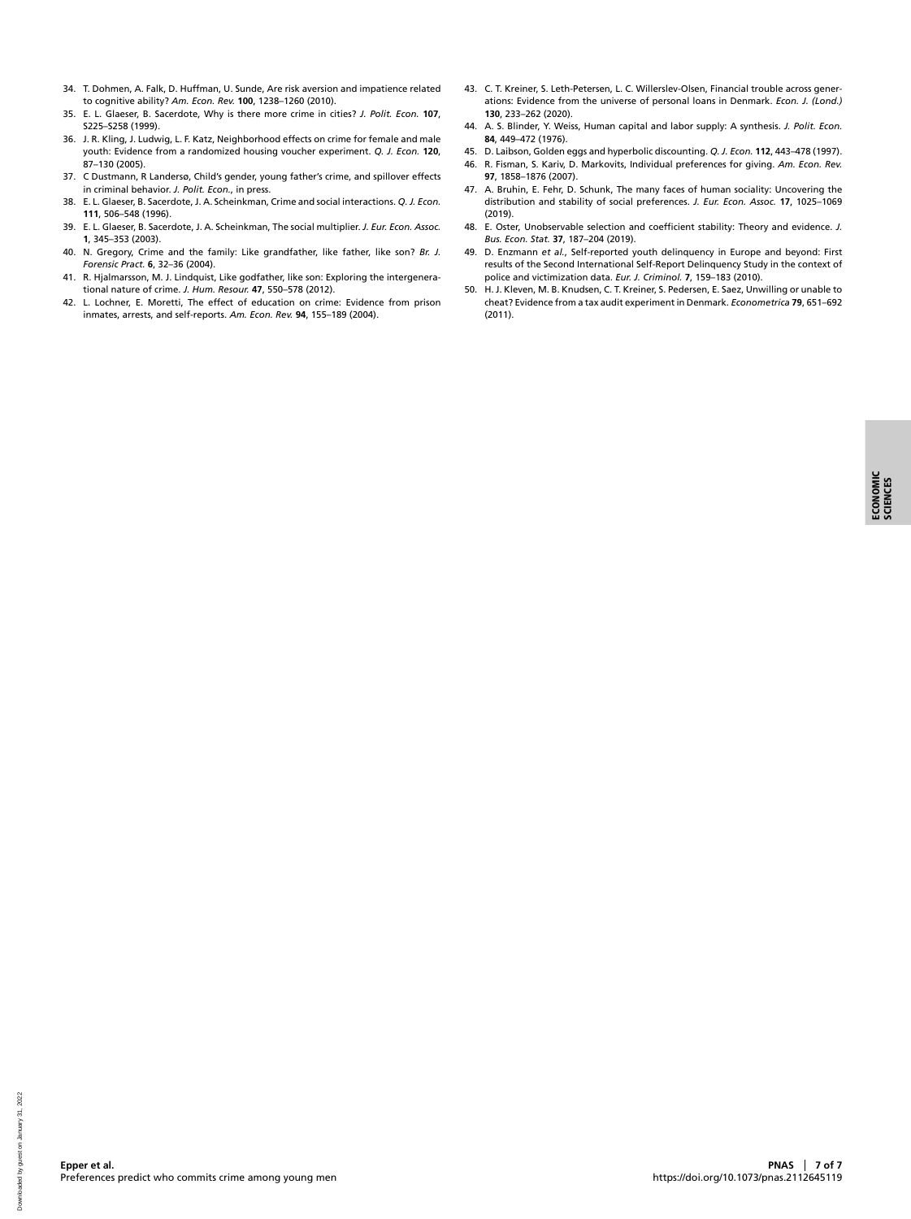34. T. Dohmen, A. Falk, D. Huffman, U. Sunde, Are risk aversion and impatience related to cognitive ability? *Am. Econ. Rev.* **100**, 1238–1260 (2010).
35. E. L. Glaeser, B. Sacerdote, Why is there more crime in cities? *J. Polit. Econ.* **107**, S225–S258 (1999).
36. J. R. Kling, J. Ludwig, L. F. Katz, Neighborhood effects on crime for female and male youth: Evidence from a randomized housing voucher experiment. *Q. J. Econ.* **120**, 87–130 (2005).
37. C Dustmann, R Landersø, Child's gender, young father's crime, and spillover effects in criminal behavior. *J. Polit. Econ.*, in press.
38. E. L. Glaeser, B. Sacerdote, J. A. Scheinkman, Crime and social interactions. *Q. J. Econ.* **111**, 506–548 (1996).
39. E. L. Glaeser, B. Sacerdote, J. A. Scheinkman, The social multiplier. *J. Eur. Econ. Assoc.* **1**, 345–353 (2003).
40. N. Gregory, Crime and the family: Like grandfather, like father, like son? *Br. J. Forensic Pract.* **6**, 32–36 (2004).
41. R. Hjalmarsson, M. J. Lindquist, Like godfather, like son: Exploring the intergenerational nature of crime. *J. Hum. Resour.* **47**, 550–578 (2012).
42. L. Lochner, E. Moretti, The effect of education on crime: Evidence from prison inmates, arrests, and self-reports. *Am. Econ. Rev.* **94**, 155–189 (2004).
43. C. T. Kreiner, S. Leth-Petersen, L. C. Willerslev-Olsen, Financial trouble across generations: Evidence from the universe of personal loans in Denmark. *Econ. J. (Lond.)* **130**, 233–262 (2020).
44. A. S. Blinder, Y. Weiss, Human capital and labor supply: A synthesis. *J. Polit. Econ.* **84**, 449–472 (1976).
45. D. Laibson, Golden eggs and hyperbolic discounting. *Q. J. Econ.* **112**, 443–478 (1997).
46. R. Fisman, S. Kariv, D. Markovits, Individual preferences for giving. *Am. Econ. Rev.* **97**, 1858–1876 (2007).
47. A. Bruhin, E. Fehr, D. Schunk, The many faces of human sociality: Uncovering the distribution and stability of social preferences. *J. Eur. Econ. Assoc.* **17**, 1025–1069 (2019).
48. E. Oster, Unobservable selection and coefficient stability: Theory and evidence. *J. Bus. Econ. Stat.* **37**, 187–204 (2019).
49. D. Enzmann *et al.*, Self-reported youth delinquency in Europe and beyond: First results of the Second International Self-Report Delinquency Study in the context of police and victimization data. *Eur. J. Criminol.* **7**, 159–183 (2010).
50. H. J. Kleven, M. B. Knudsen, C. T. Kreiner, S. Pedersen, E. Saez, Unwilling or unable to cheat? Evidence from a tax audit experiment in Denmark. *Econometrica* **79**, 651–692 (2011).